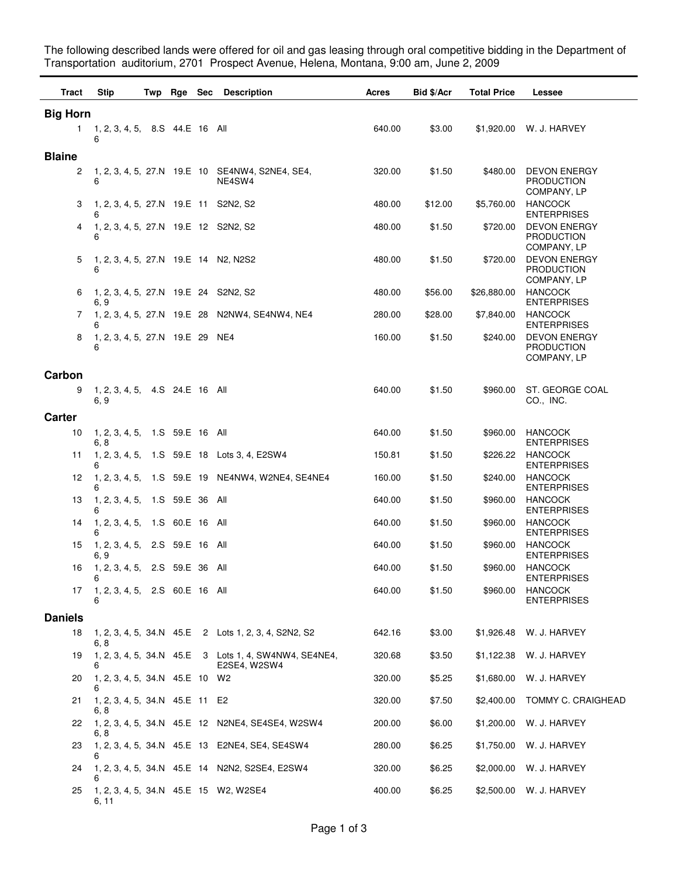The following described lands were offered for oil and gas leasing through oral competitive bidding in the Department of Transportation auditorium, 2701 Prospect Avenue, Helena, Montana, 9:00 am, June 2, 2009

| Tract | Stip | Twp | Rge | Sec | Description | Acres | Bid $/Acr | Total Price | Lessee |
|---|---|---|---|---|---|---|---|---|---|
| **Big Horn** | | | | | | | | | |
| 1 | 1, 2, 3, 4, 5, 6 | 8.S | 44.E | 16 | All | 640.00 | $3.00 | $1,920.00 | W. J. HARVEY |
| **Blaine** | | | | | | | | | |
| 2 | 1, 2, 3, 4, 5, 6 | 27.N | 19.E | 10 | SE4NW4, S2NE4, SE4, NE4SW4 | 320.00 | $1.50 | $480.00 | DEVON ENERGY PRODUCTION COMPANY, LP |
| 3 | 1, 2, 3, 4, 5, 6 | 27.N | 19.E | 11 | S2N2, S2 | 480.00 | $12.00 | $5,760.00 | HANCOCK ENTERPRISES |
| 4 | 1, 2, 3, 4, 5, 6 | 27.N | 19.E | 12 | S2N2, S2 | 480.00 | $1.50 | $720.00 | DEVON ENERGY PRODUCTION COMPANY, LP |
| 5 | 1, 2, 3, 4, 5, 6 | 27.N | 19.E | 14 | N2, N2S2 | 480.00 | $1.50 | $720.00 | DEVON ENERGY PRODUCTION COMPANY, LP |
| 6 | 1, 2, 3, 4, 5, 6, 9 | 27.N | 19.E | 24 | S2N2, S2 | 480.00 | $56.00 | $26,880.00 | HANCOCK ENTERPRISES |
| 7 | 1, 2, 3, 4, 5, 6 | 27.N | 19.E | 28 | N2NW4, SE4NW4, NE4 | 280.00 | $28.00 | $7,840.00 | HANCOCK ENTERPRISES |
| 8 | 1, 2, 3, 4, 5, 6 | 27.N | 19.E | 29 | NE4 | 160.00 | $1.50 | $240.00 | DEVON ENERGY PRODUCTION COMPANY, LP |
| **Carbon** | | | | | | | | | |
| 9 | 1, 2, 3, 4, 5, 6, 9 | 4.S | 24.E | 16 | All | 640.00 | $1.50 | $960.00 | ST. GEORGE COAL CO., INC. |
| **Carter** | | | | | | | | | |
| 10 | 1, 2, 3, 4, 5, 6, 8 | 1.S | 59.E | 16 | All | 640.00 | $1.50 | $960.00 | HANCOCK ENTERPRISES |
| 11 | 1, 2, 3, 4, 5, 6 | 1.S | 59.E | 18 | Lots 3, 4, E2SW4 | 150.81 | $1.50 | $226.22 | HANCOCK ENTERPRISES |
| 12 | 1, 2, 3, 4, 5, 6 | 1.S | 59.E | 19 | NE4NW4, W2NE4, SE4NE4 | 160.00 | $1.50 | $240.00 | HANCOCK ENTERPRISES |
| 13 | 1, 2, 3, 4, 5, 6 | 1.S | 59.E | 36 | All | 640.00 | $1.50 | $960.00 | HANCOCK ENTERPRISES |
| 14 | 1, 2, 3, 4, 5, 6 | 1.S | 60.E | 16 | All | 640.00 | $1.50 | $960.00 | HANCOCK ENTERPRISES |
| 15 | 1, 2, 3, 4, 5, 6, 9 | 2.S | 59.E | 16 | All | 640.00 | $1.50 | $960.00 | HANCOCK ENTERPRISES |
| 16 | 1, 2, 3, 4, 5, 6 | 2.S | 59.E | 36 | All | 640.00 | $1.50 | $960.00 | HANCOCK ENTERPRISES |
| 17 | 1, 2, 3, 4, 5, 6 | 2.S | 60.E | 16 | All | 640.00 | $1.50 | $960.00 | HANCOCK ENTERPRISES |
| **Daniels** | | | | | | | | | |
| 18 | 1, 2, 3, 4, 5, 6, 8 | 34.N | 45.E | 2 | Lots 1, 2, 3, 4, S2N2, S2 | 642.16 | $3.00 | $1,926.48 | W. J. HARVEY |
| 19 | 1, 2, 3, 4, 5, 6 | 34.N | 45.E | 3 | Lots 1, 4, SW4NW4, SE4NE4, E2SE4, W2SW4 | 320.68 | $3.50 | $1,122.38 | W. J. HARVEY |
| 20 | 1, 2, 3, 4, 5, 6 | 34.N | 45.E | 10 | W2 | 320.00 | $5.25 | $1,680.00 | W. J. HARVEY |
| 21 | 1, 2, 3, 4, 5, 6, 8 | 34.N | 45.E | 11 | E2 | 320.00 | $7.50 | $2,400.00 | TOMMY C. CRAIGHEAD |
| 22 | 1, 2, 3, 4, 5, 6, 8 | 34.N | 45.E | 12 | N2NE4, SE4SE4, W2SW4 | 200.00 | $6.00 | $1,200.00 | W. J. HARVEY |
| 23 | 1, 2, 3, 4, 5, 6 | 34.N | 45.E | 13 | E2NE4, SE4, SE4SW4 | 280.00 | $6.25 | $1,750.00 | W. J. HARVEY |
| 24 | 1, 2, 3, 4, 5, 6 | 34.N | 45.E | 14 | N2N2, S2SE4, E2SW4 | 320.00 | $6.25 | $2,000.00 | W. J. HARVEY |
| 25 | 1, 2, 3, 4, 5, 6, 11 | 34.N | 45.E | 15 | W2, W2SE4 | 400.00 | $6.25 | $2,500.00 | W. J. HARVEY |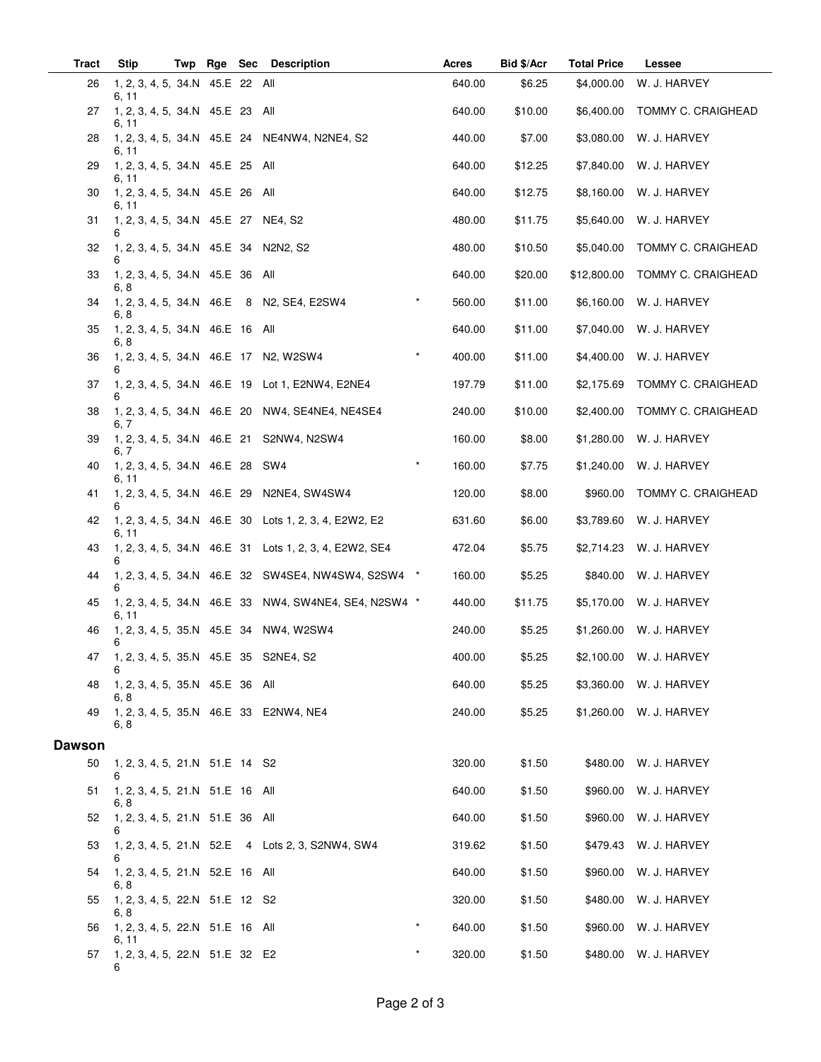| Tract | Stip | Twp | Rge | Sec | Description | | Acres | Bid $/Acr | Total Price | Lessee |
|---|---|---|---|---|---|---|---|---|---|---|
| 26 | 1, 2, 3, 4, 5, 6, 11 | 34.N | 45.E | 22 | All | | 640.00 | $6.25 | $4,000.00 | W. J. HARVEY |
| 27 | 1, 2, 3, 4, 5, 6, 11 | 34.N | 45.E | 23 | All | | 640.00 | $10.00 | $6,400.00 | TOMMY C. CRAIGHEAD |
| 28 | 1, 2, 3, 4, 5, 6, 11 | 34.N | 45.E | 24 | NE4NW4, N2NE4, S2 | | 440.00 | $7.00 | $3,080.00 | W. J. HARVEY |
| 29 | 1, 2, 3, 4, 5, 6, 11 | 34.N | 45.E | 25 | All | | 640.00 | $12.25 | $7,840.00 | W. J. HARVEY |
| 30 | 1, 2, 3, 4, 5, 6, 11 | 34.N | 45.E | 26 | All | | 640.00 | $12.75 | $8,160.00 | W. J. HARVEY |
| 31 | 1, 2, 3, 4, 5, 6 | 34.N | 45.E | 27 | NE4, S2 | | 480.00 | $11.75 | $5,640.00 | W. J. HARVEY |
| 32 | 1, 2, 3, 4, 5, 6 | 34.N | 45.E | 34 | N2N2, S2 | | 480.00 | $10.50 | $5,040.00 | TOMMY C. CRAIGHEAD |
| 33 | 1, 2, 3, 4, 5, 6, 8 | 34.N | 45.E | 36 | All | | 640.00 | $20.00 | $12,800.00 | TOMMY C. CRAIGHEAD |
| 34 | 1, 2, 3, 4, 5, 6, 8 | 34.N | 46.E | 8 | N2, SE4, E2SW4 | * | 560.00 | $11.00 | $6,160.00 | W. J. HARVEY |
| 35 | 1, 2, 3, 4, 5, 6, 8 | 34.N | 46.E | 16 | All | | 640.00 | $11.00 | $7,040.00 | W. J. HARVEY |
| 36 | 1, 2, 3, 4, 5, 6 | 34.N | 46.E | 17 | N2, W2SW4 | * | 400.00 | $11.00 | $4,400.00 | W. J. HARVEY |
| 37 | 1, 2, 3, 4, 5, 6 | 34.N | 46.E | 19 | Lot 1, E2NW4, E2NE4 | | 197.79 | $11.00 | $2,175.69 | TOMMY C. CRAIGHEAD |
| 38 | 1, 2, 3, 4, 5, 6, 7 | 34.N | 46.E | 20 | NW4, SE4NE4, NE4SE4 | | 240.00 | $10.00 | $2,400.00 | TOMMY C. CRAIGHEAD |
| 39 | 1, 2, 3, 4, 5, 6, 7 | 34.N | 46.E | 21 | S2NW4, N2SW4 | | 160.00 | $8.00 | $1,280.00 | W. J. HARVEY |
| 40 | 1, 2, 3, 4, 5, 6, 11 | 34.N | 46.E | 28 | SW4 | * | 160.00 | $7.75 | $1,240.00 | W. J. HARVEY |
| 41 | 1, 2, 3, 4, 5, 6 | 34.N | 46.E | 29 | N2NE4, SW4SW4 | | 120.00 | $8.00 | $960.00 | TOMMY C. CRAIGHEAD |
| 42 | 1, 2, 3, 4, 5, 6, 11 | 34.N | 46.E | 30 | Lots 1, 2, 3, 4, E2W2, E2 | | 631.60 | $6.00 | $3,789.60 | W. J. HARVEY |
| 43 | 1, 2, 3, 4, 5, 6 | 34.N | 46.E | 31 | Lots 1, 2, 3, 4, E2W2, SE4 | | 472.04 | $5.75 | $2,714.23 | W. J. HARVEY |
| 44 | 1, 2, 3, 4, 5, 6 | 34.N | 46.E | 32 | SW4SE4, NW4SW4, S2SW4 | * | 160.00 | $5.25 | $840.00 | W. J. HARVEY |
| 45 | 1, 2, 3, 4, 5, 6, 11 | 34.N | 46.E | 33 | NW4, SW4NE4, SE4, N2SW4 | * | 440.00 | $11.75 | $5,170.00 | W. J. HARVEY |
| 46 | 1, 2, 3, 4, 5, 6 | 35.N | 45.E | 34 | NW4, W2SW4 | | 240.00 | $5.25 | $1,260.00 | W. J. HARVEY |
| 47 | 1, 2, 3, 4, 5, 6 | 35.N | 45.E | 35 | S2NE4, S2 | | 400.00 | $5.25 | $2,100.00 | W. J. HARVEY |
| 48 | 1, 2, 3, 4, 5, 6, 8 | 35.N | 45.E | 36 | All | | 640.00 | $5.25 | $3,360.00 | W. J. HARVEY |
| 49 | 1, 2, 3, 4, 5, 6, 8 | 35.N | 46.E | 33 | E2NW4, NE4 | | 240.00 | $5.25 | $1,260.00 | W. J. HARVEY |
| **Dawson** | | | | | | | | | | |
| 50 | 1, 2, 3, 4, 5, 6 | 21.N | 51.E | 14 | S2 | | 320.00 | $1.50 | $480.00 | W. J. HARVEY |
| 51 | 1, 2, 3, 4, 5, 6, 8 | 21.N | 51.E | 16 | All | | 640.00 | $1.50 | $960.00 | W. J. HARVEY |
| 52 | 1, 2, 3, 4, 5, 6 | 21.N | 51.E | 36 | All | | 640.00 | $1.50 | $960.00 | W. J. HARVEY |
| 53 | 1, 2, 3, 4, 5, 6 | 21.N | 52.E | 4 | Lots 2, 3, S2NW4, SW4 | | 319.62 | $1.50 | $479.43 | W. J. HARVEY |
| 54 | 1, 2, 3, 4, 5, 6, 8 | 21.N | 52.E | 16 | All | | 640.00 | $1.50 | $960.00 | W. J. HARVEY |
| 55 | 1, 2, 3, 4, 5, 6, 8 | 22.N | 51.E | 12 | S2 | | 320.00 | $1.50 | $480.00 | W. J. HARVEY |
| 56 | 1, 2, 3, 4, 5, 6, 11 | 22.N | 51.E | 16 | All | * | 640.00 | $1.50 | $960.00 | W. J. HARVEY |
| 57 | 1, 2, 3, 4, 5, 6 | 22.N | 51.E | 32 | E2 | * | 320.00 | $1.50 | $480.00 | W. J. HARVEY |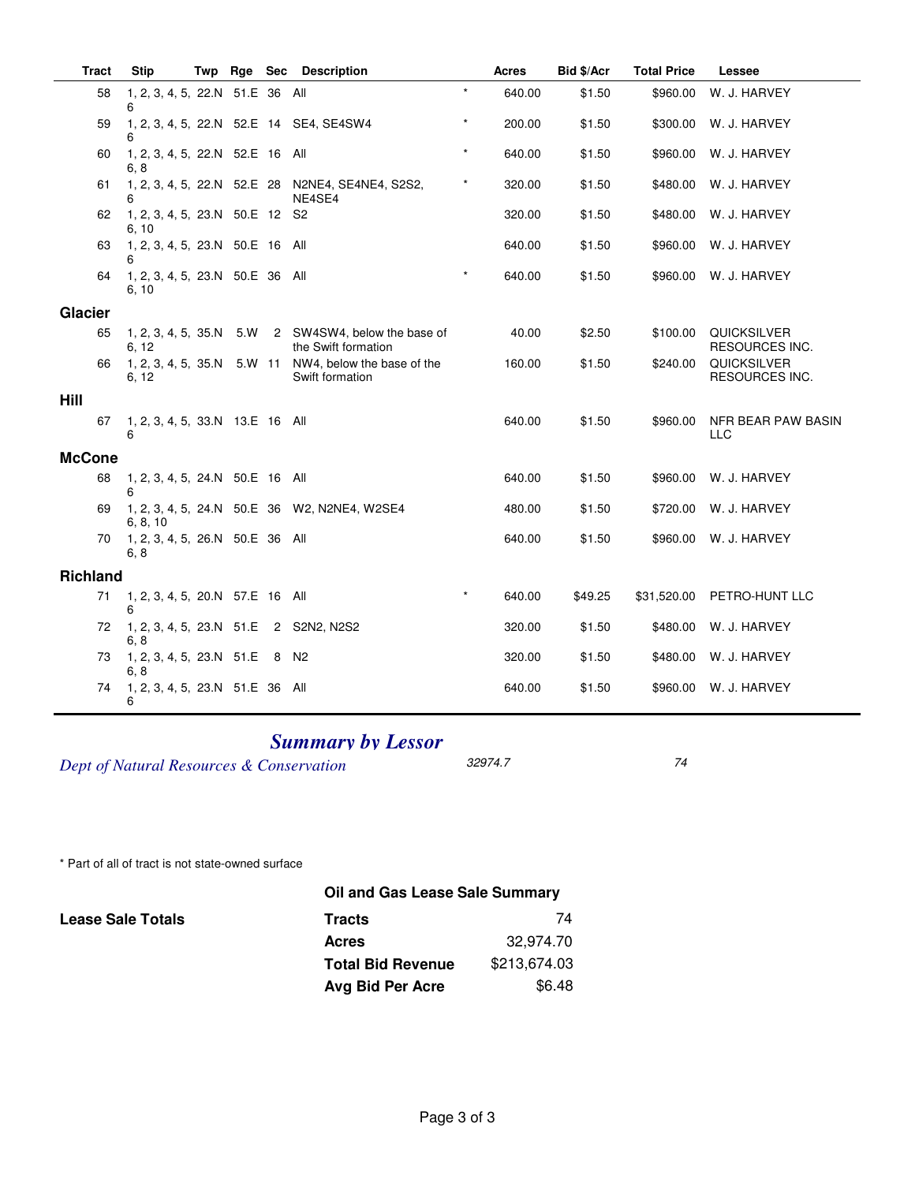| Tract | Stip | Twp | Rge | Sec | Description | | Acres | Bid $/Acr | Total Price | Lessee |
|---|---|---|---|---|---|---|---|---|---|---|
| 58 | 1, 2, 3, 4, 5, 6 | 22.N | 51.E | 36 | All | * | 640.00 | $1.50 | $960.00 | W. J. HARVEY |
| 59 | 1, 2, 3, 4, 5, 6 | 22.N | 52.E | 14 | SE4, SE4SW4 | * | 200.00 | $1.50 | $300.00 | W. J. HARVEY |
| 60 | 1, 2, 3, 4, 5, 6, 8 | 22.N | 52.E | 16 | All | * | 640.00 | $1.50 | $960.00 | W. J. HARVEY |
| 61 | 1, 2, 3, 4, 5, 6 | 22.N | 52.E | 28 | N2NE4, SE4NE4, S2S2, NE4SE4 | * | 320.00 | $1.50 | $480.00 | W. J. HARVEY |
| 62 | 1, 2, 3, 4, 5, 6, 10 | 23.N | 50.E | 12 | S2 | | 320.00 | $1.50 | $480.00 | W. J. HARVEY |
| 63 | 1, 2, 3, 4, 5, 6 | 23.N | 50.E | 16 | All | | 640.00 | $1.50 | $960.00 | W. J. HARVEY |
| 64 | 1, 2, 3, 4, 5, 6, 10 | 23.N | 50.E | 36 | All | * | 640.00 | $1.50 | $960.00 | W. J. HARVEY |
| **Glacier** | | | | | | | | | | |
| 65 | 1, 2, 3, 4, 5, 6, 12 | 35.N | 5.W | 2 | SW4SW4, below the base of the Swift formation | | 40.00 | $2.50 | $100.00 | QUICKSILVER RESOURCES INC. |
| 66 | 1, 2, 3, 4, 5, 6, 12 | 35.N | 5.W | 11 | NW4, below the base of the Swift formation | | 160.00 | $1.50 | $240.00 | QUICKSILVER RESOURCES INC. |
| **Hill** | | | | | | | | | | |
| 67 | 1, 2, 3, 4, 5, 6 | 33.N | 13.E | 16 | All | | 640.00 | $1.50 | $960.00 | NFR BEAR PAW BASIN LLC |
| **McCone** | | | | | | | | | | |
| 68 | 1, 2, 3, 4, 5, 6 | 24.N | 50.E | 16 | All | | 640.00 | $1.50 | $960.00 | W. J. HARVEY |
| 69 | 1, 2, 3, 4, 5, 6, 8, 10 | 24.N | 50.E | 36 | W2, N2NE4, W2SE4 | | 480.00 | $1.50 | $720.00 | W. J. HARVEY |
| 70 | 1, 2, 3, 4, 5, 6, 8 | 26.N | 50.E | 36 | All | | 640.00 | $1.50 | $960.00 | W. J. HARVEY |
| **Richland** | | | | | | | | | | |
| 71 | 1, 2, 3, 4, 5, 6 | 20.N | 57.E | 16 | All | * | 640.00 | $49.25 | $31,520.00 | PETRO-HUNT LLC |
| 72 | 1, 2, 3, 4, 5, 6, 8 | 23.N | 51.E | 2 | S2N2, N2S2 | | 320.00 | $1.50 | $480.00 | W. J. HARVEY |
| 73 | 1, 2, 3, 4, 5, 6, 8 | 23.N | 51.E | 8 | N2 | | 320.00 | $1.50 | $480.00 | W. J. HARVEY |
| 74 | 1, 2, 3, 4, 5, 6 | 23.N | 51.E | 36 | All | | 640.00 | $1.50 | $960.00 | W. J. HARVEY |

## *Summary by Lessor*

| | | |
|---|---|---|
| *Dept of Natural Resources & Conservation* | *32974.7* | *74* |

\* Part of all of tract is not state-owned surface

**Oil and Gas Lease Sale Summary**

**Lease Sale Totals**

| | |
|---|---|
| **Tracts** | 74 |
| **Acres** | 32,974.70 |
| **Total Bid Revenue** | $213,674.03 |
| **Avg Bid Per Acre** | $6.48 |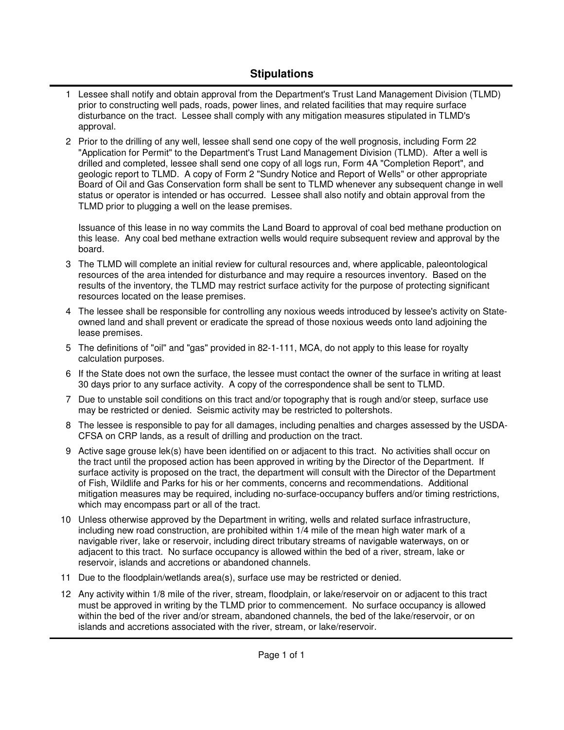## Stipulations

1. Lessee shall notify and obtain approval from the Department's Trust Land Management Division (TLMD) prior to constructing well pads, roads, power lines, and related facilities that may require surface disturbance on the tract. Lessee shall comply with any mitigation measures stipulated in TLMD's approval.

2. Prior to the drilling of any well, lessee shall send one copy of the well prognosis, including Form 22 "Application for Permit" to the Department's Trust Land Management Division (TLMD). After a well is drilled and completed, lessee shall send one copy of all logs run, Form 4A "Completion Report", and geologic report to TLMD. A copy of Form 2 "Sundry Notice and Report of Wells" or other appropriate Board of Oil and Gas Conservation form shall be sent to TLMD whenever any subsequent change in well status or operator is intended or has occurred. Lessee shall also notify and obtain approval from the TLMD prior to plugging a well on the lease premises.

   Issuance of this lease in no way commits the Land Board to approval of coal bed methane production on this lease. Any coal bed methane extraction wells would require subsequent review and approval by the board.

3. The TLMD will complete an initial review for cultural resources and, where applicable, paleontological resources of the area intended for disturbance and may require a resources inventory. Based on the results of the inventory, the TLMD may restrict surface activity for the purpose of protecting significant resources located on the lease premises.

4. The lessee shall be responsible for controlling any noxious weeds introduced by lessee's activity on State-owned land and shall prevent or eradicate the spread of those noxious weeds onto land adjoining the lease premises.

5. The definitions of "oil" and "gas" provided in 82-1-111, MCA, do not apply to this lease for royalty calculation purposes.

6. If the State does not own the surface, the lessee must contact the owner of the surface in writing at least 30 days prior to any surface activity. A copy of the correspondence shall be sent to TLMD.

7. Due to unstable soil conditions on this tract and/or topography that is rough and/or steep, surface use may be restricted or denied. Seismic activity may be restricted to poltershots.

8. The lessee is responsible to pay for all damages, including penalties and charges assessed by the USDA-CFSA on CRP lands, as a result of drilling and production on the tract.

9. Active sage grouse lek(s) have been identified on or adjacent to this tract. No activities shall occur on the tract until the proposed action has been approved in writing by the Director of the Department. If surface activity is proposed on the tract, the department will consult with the Director of the Department of Fish, Wildlife and Parks for his or her comments, concerns and recommendations. Additional mitigation measures may be required, including no-surface-occupancy buffers and/or timing restrictions, which may encompass part or all of the tract.

10. Unless otherwise approved by the Department in writing, wells and related surface infrastructure, including new road construction, are prohibited within 1/4 mile of the mean high water mark of a navigable river, lake or reservoir, including direct tributary streams of navigable waterways, on or adjacent to this tract. No surface occupancy is allowed within the bed of a river, stream, lake or reservoir, islands and accretions or abandoned channels.

11. Due to the floodplain/wetlands area(s), surface use may be restricted or denied.

12. Any activity within 1/8 mile of the river, stream, floodplain, or lake/reservoir on or adjacent to this tract must be approved in writing by the TLMD prior to commencement. No surface occupancy is allowed within the bed of the river and/or stream, abandoned channels, the bed of the lake/reservoir, or on islands and accretions associated with the river, stream, or lake/reservoir.